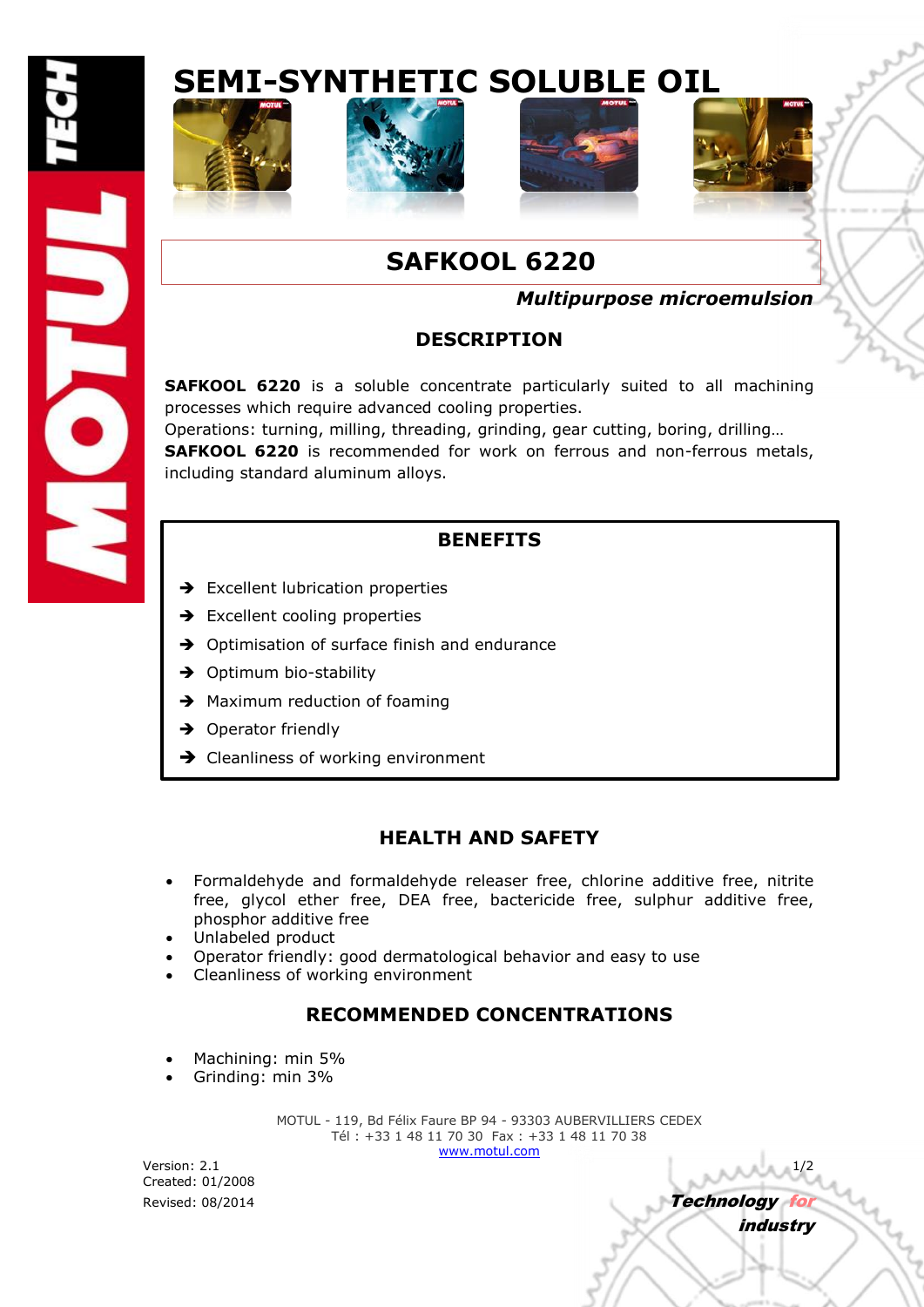# SEMI-SYNTHETIC SOLUBLE OIL

## SAFKOOL 6220

***Multipurpose microemulsion***

### DESCRIPTION

**SAFKOOL 6220** is a soluble concentrate particularly suited to all machining processes which require advanced cooling properties.
Operations: turning, milling, threading, grinding, gear cutting, boring, drilling…
**SAFKOOL 6220** is recommended for work on ferrous and non-ferrous metals, including standard aluminum alloys.

### BENEFITS

- ➔ Excellent lubrication properties
- ➔ Excellent cooling properties
- ➔ Optimisation of surface finish and endurance
- ➔ Optimum bio-stability
- ➔ Maximum reduction of foaming
- ➔ Operator friendly
- ➔ Cleanliness of working environment

### HEALTH AND SAFETY

- Formaldehyde and formaldehyde releaser free, chlorine additive free, nitrite free, glycol ether free, DEA free, bactericide free, sulphur additive free, phosphor additive free
- Unlabeled product
- Operator friendly: good dermatological behavior and easy to use
- Cleanliness of working environment

### RECOMMENDED CONCENTRATIONS

- Machining: min 5%
- Grinding: min 3%

MOTUL - 119, Bd Félix Faure BP 94 - 93303 AUBERVILLIERS CEDEX
Tél : +33 1 48 11 70 30 Fax : +33 1 48 11 70 38
www.motul.com

Version: 2.1
Created: 01/2008
Revised: 08/2014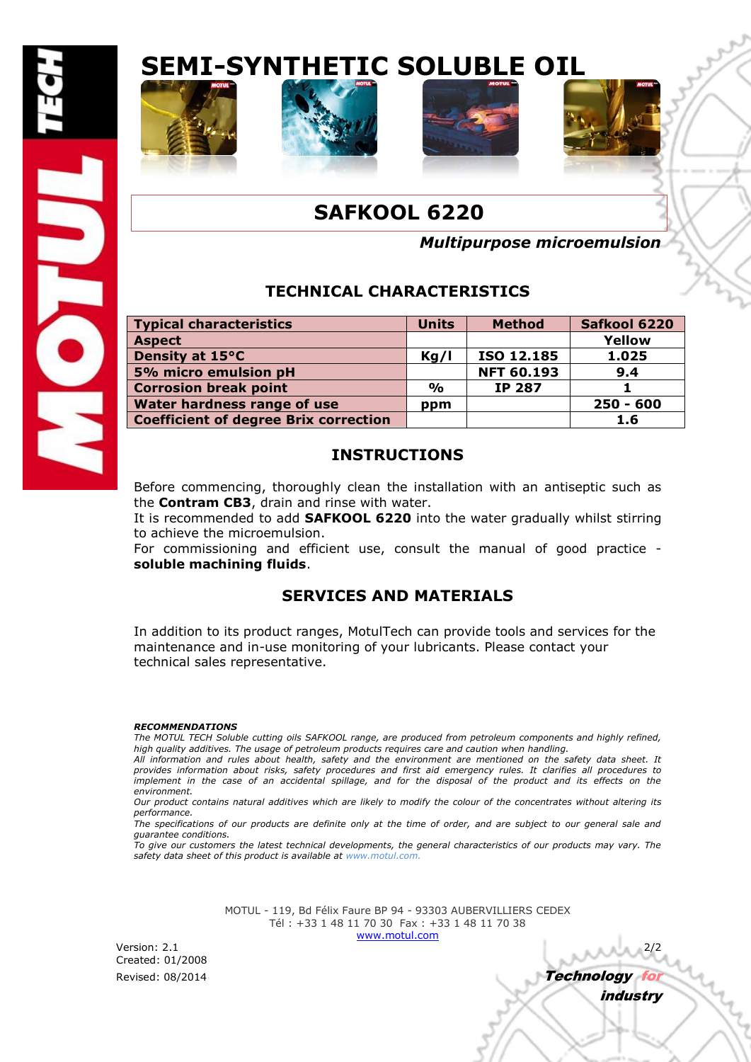# SEMI-SYNTHETIC SOLUBLE OIL

## SAFKOOL 6220

***Multipurpose microemulsion***

### TECHNICAL CHARACTERISTICS

| Typical characteristics | Units | Method | Safkool 6220 |
|---|---|---|---|
| Aspect | | | Yellow |
| Density at 15°C | Kg/l | ISO 12.185 | 1.025 |
| 5% micro emulsion pH | | NFT 60.193 | 9.4 |
| Corrosion break point | % | IP 287 | 1 |
| Water hardness range of use | ppm | | 250 - 600 |
| Coefficient of degree Brix correction | | | 1.6 |

### INSTRUCTIONS

Before commencing, thoroughly clean the installation with an antiseptic such as the **Contram CB3**, drain and rinse with water.
It is recommended to add **SAFKOOL 6220** into the water gradually whilst stirring to achieve the microemulsion.
For commissioning and efficient use, consult the manual of good practice - **soluble machining fluids**.

### SERVICES AND MATERIALS

In addition to its product ranges, MotulTech can provide tools and services for the maintenance and in-use monitoring of your lubricants. Please contact your technical sales representative.

***RECOMMENDATIONS***

*The MOTUL TECH Soluble cutting oils SAFKOOL range, are produced from petroleum components and highly refined, high quality additives. The usage of petroleum products requires care and caution when handling.*
*All information and rules about health, safety and the environment are mentioned on the safety data sheet. It provides information about risks, safety procedures and first aid emergency rules. It clarifies all procedures to implement in the case of an accidental spillage, and for the disposal of the product and its effects on the environment.*
*Our product contains natural additives which are likely to modify the colour of the concentrates without altering its performance.*
*The specifications of our products are definite only at the time of order, and are subject to our general sale and guarantee conditions.*
*To give our customers the latest technical developments, the general characteristics of our products may vary. The safety data sheet of this product is available at www.motul.com.*

MOTUL - 119, Bd Félix Faure BP 94 - 93303 AUBERVILLIERS CEDEX
Tél : +33 1 48 11 70 30 Fax : +33 1 48 11 70 38
www.motul.com

Version: 2.1
Created: 01/2008
Revised: 08/2014

***Technology for industry***